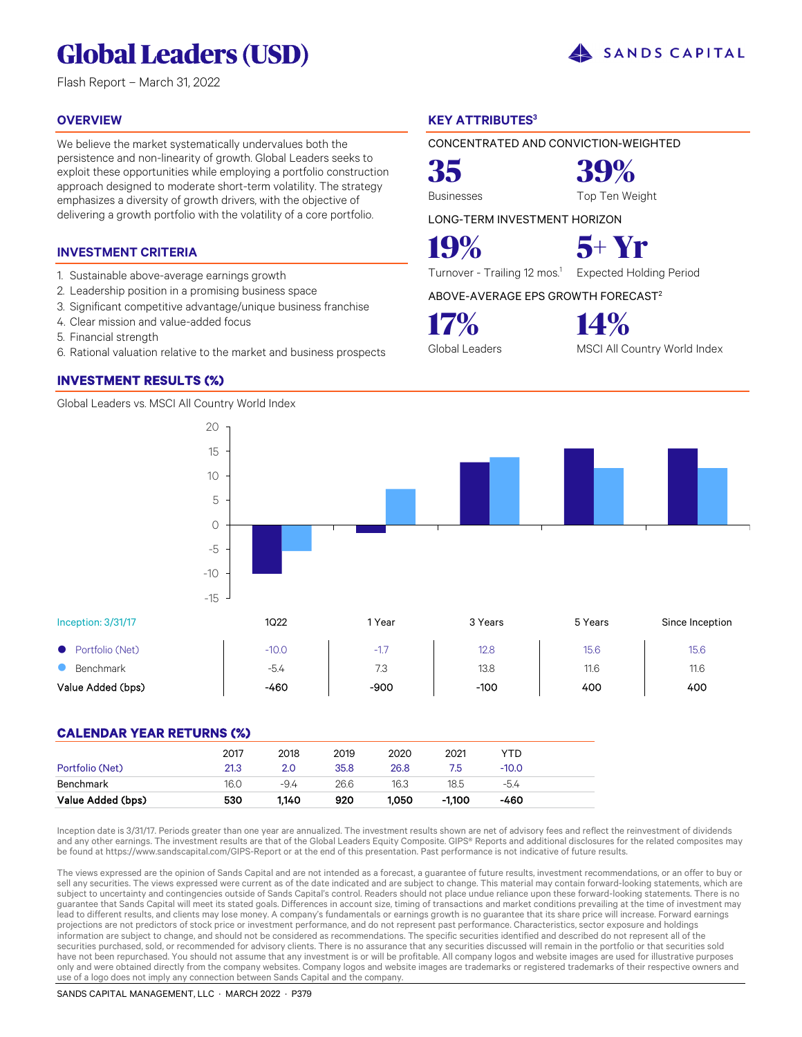# Global Leaders (USD)

Flash Report – March 31, 2022

SANDS CAPITAL

## OVERVIEW

We believe the market systematically undervalues both the persistence and non-linearity of growth. Global Leaders seeks to exploit these opportunities while employing a portfolio construction approach designed to moderate short-term volatility. The strategy emphasizes a diversity of growth drivers, with the objective of delivering a growth portfolio with the volatility of a core portfolio.

## INVESTMENT CRITERIA

1. Sustainable above-average earnings growth
2. Leadership position in a promising business space
3. Significant competitive advantage/unique business franchise
4. Clear mission and value-added focus
5. Financial strength
6. Rational valuation relative to the market and business prospects

## KEY ATTRIBUTES[3]

CONCENTRATED AND CONVICTION-WEIGHTED

**35** Businesses

**39%** Top Ten Weight

LONG-TERM INVESTMENT HORIZON

**19%** Turnover - Trailing 12 mos.[1]

**5+ Yr** Expected Holding Period

ABOVE-AVERAGE EPS GROWTH FORECAST[2]

**17%** Global Leaders

**14%** MSCI All Country World Index

## INVESTMENT RESULTS (%)

Global Leaders vs. MSCI All Country World Index

| Inception: 3/31/17 | 1Q22 | 1 Year | 3 Years | 5 Years | Since Inception |
|---|---|---|---|---|---|
| Portfolio (Net) | -10.0 | -1.7 | 12.8 | 15.6 | 15.6 |
| Benchmark | -5.4 | 7.3 | 13.8 | 11.6 | 11.6 |
| Value Added (bps) | -460 | -900 | -100 | 400 | 400 |

## CALENDAR YEAR RETURNS (%)

| | 2017 | 2018 | 2019 | 2020 | 2021 | YTD |
|---|---|---|---|---|---|---|
| Portfolio (Net) | 21.3 | 2.0 | 35.8 | 26.8 | 7.5 | -10.0 |
| Benchmark | 16.0 | -9.4 | 26.6 | 16.3 | 18.5 | -5.4 |
| **Value Added (bps)** | **530** | **1,140** | **920** | **1,050** | **-1,100** | **-460** |

Inception date is 3/31/17. Periods greater than one year are annualized. The investment results shown are net of advisory fees and reflect the reinvestment of dividends and any other earnings. The investment results are that of the Global Leaders Equity Composite. GIPS® Reports and additional disclosures for the related composites may be found at https://www.sandscapital.com/GIPS-Report or at the end of this presentation. Past performance is not indicative of future results.

The views expressed are the opinion of Sands Capital and are not intended as a forecast, a guarantee of future results, investment recommendations, or an offer to buy or sell any securities. The views expressed were current as of the date indicated and are subject to change. This material may contain forward-looking statements, which are subject to uncertainty and contingencies outside of Sands Capital's control. Readers should not place undue reliance upon these forward-looking statements. There is no guarantee that Sands Capital will meet its stated goals. Differences in account size, timing of transactions and market conditions prevailing at the time of investment may lead to different results, and clients may lose money. A company's fundamentals or earnings growth is no guarantee that its share price will increase. Forward earnings projections are not predictors of stock price or investment performance, and do not represent past performance. Characteristics, sector exposure and holdings information are subject to change, and should not be considered as recommendations. The specific securities identified and described do not represent all of the securities purchased, sold, or recommended for advisory clients. There is no assurance that any securities discussed will remain in the portfolio or that securities sold have not been repurchased. You should not assume that any investment is or will be profitable. All company logos and website images are used for illustrative purposes only and were obtained directly from the company websites. Company logos and website images are trademarks or registered trademarks of their respective owners and use of a logo does not imply any connection between Sands Capital and the company.

SANDS CAPITAL MANAGEMENT, LLC · MARCH 2022 · P379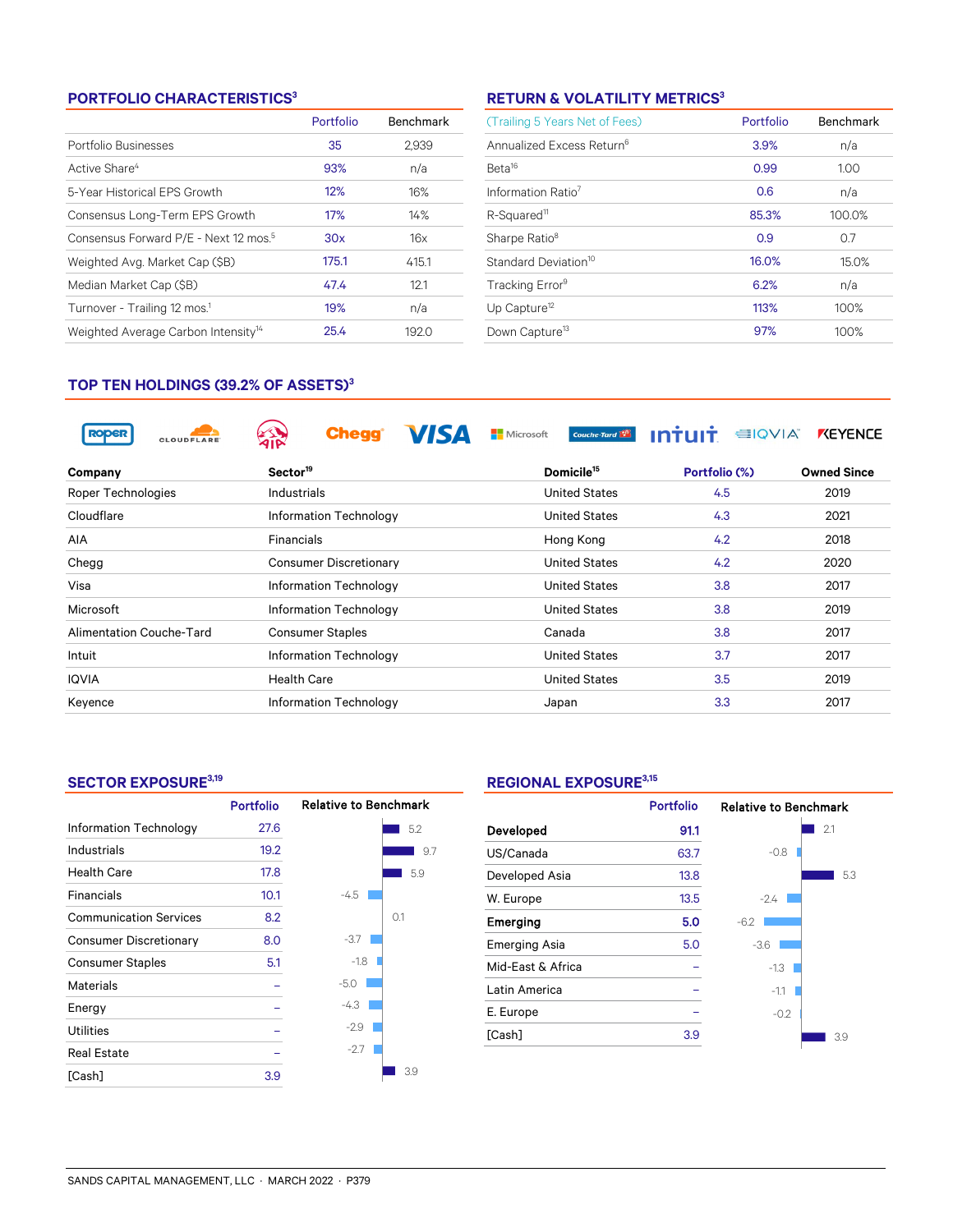## PORTFOLIO CHARACTERISTICS[3]

| | Portfolio | Benchmark |
|---|---|---|
| Portfolio Businesses | 35 | 2,939 |
| Active Share[4] | 93% | n/a |
| 5-Year Historical EPS Growth | 12% | 16% |
| Consensus Long-Term EPS Growth | 17% | 14% |
| Consensus Forward P/E - Next 12 mos.[5] | 30x | 16x |
| Weighted Avg. Market Cap ($B) | 175.1 | 415.1 |
| Median Market Cap ($B) | 47.4 | 12.1 |
| Turnover - Trailing 12 mos.[1] | 19% | n/a |
| Weighted Average Carbon Intensity[14] | 25.4 | 192.0 |

## RETURN & VOLATILITY METRICS[3]

| (Trailing 5 Years Net of Fees) | Portfolio | Benchmark |
|---|---|---|
| Annualized Excess Return[6] | 3.9% | n/a |
| Beta[16] | 0.99 | 1.00 |
| Information Ratio[7] | 0.6 | n/a |
| R-Squared[11] | 85.3% | 100.0% |
| Sharpe Ratio[8] | 0.9 | 0.7 |
| Standard Deviation[10] | 16.0% | 15.0% |
| Tracking Error[9] | 6.2% | n/a |
| Up Capture[12] | 113% | 100% |
| Down Capture[13] | 97% | 100% |

## TOP TEN HOLDINGS (39.2% OF ASSETS)[3]

| Company | Sector[19] | Domicile[15] | Portfolio (%) | Owned Since |
|---|---|---|---|---|
| Roper Technologies | Industrials | United States | 4.5 | 2019 |
| Cloudflare | Information Technology | United States | 4.3 | 2021 |
| AIA | Financials | Hong Kong | 4.2 | 2018 |
| Chegg | Consumer Discretionary | United States | 4.2 | 2020 |
| Visa | Information Technology | United States | 3.8 | 2017 |
| Microsoft | Information Technology | United States | 3.8 | 2019 |
| Alimentation Couche-Tard | Consumer Staples | Canada | 3.8 | 2017 |
| Intuit | Information Technology | United States | 3.7 | 2017 |
| IQVIA | Health Care | United States | 3.5 | 2019 |
| Keyence | Information Technology | Japan | 3.3 | 2017 |

## SECTOR EXPOSURE[3,19]

| | Portfolio | Relative to Benchmark |
|---|---|---|
| Information Technology | 27.6 | 5.2 |
| Industrials | 19.2 | 9.7 |
| Health Care | 17.8 | 5.9 |
| Financials | 10.1 | -4.5 |
| Communication Services | 8.2 | 0.1 |
| Consumer Discretionary | 8.0 | -3.7 |
| Consumer Staples | 5.1 | -1.8 |
| Materials | – | -5.0 |
| Energy | – | -4.3 |
| Utilities | – | -2.9 |
| Real Estate | – | -2.7 |
| [Cash] | 3.9 | 3.9 |

## REGIONAL EXPOSURE[3,15]

| | Portfolio | Relative to Benchmark |
|---|---|---|
| **Developed** | **91.1** | 2.1 |
| US/Canada | 63.7 | -0.8 |
| Developed Asia | 13.8 | 5.3 |
| W. Europe | 13.5 | -2.4 |
| **Emerging** | **5.0** | -6.2 |
| Emerging Asia | 5.0 | -3.6 |
| Mid-East & Africa | – | -1.3 |
| Latin America | – | -1.1 |
| E. Europe | – | -0.2 |
| [Cash] | 3.9 | 3.9 |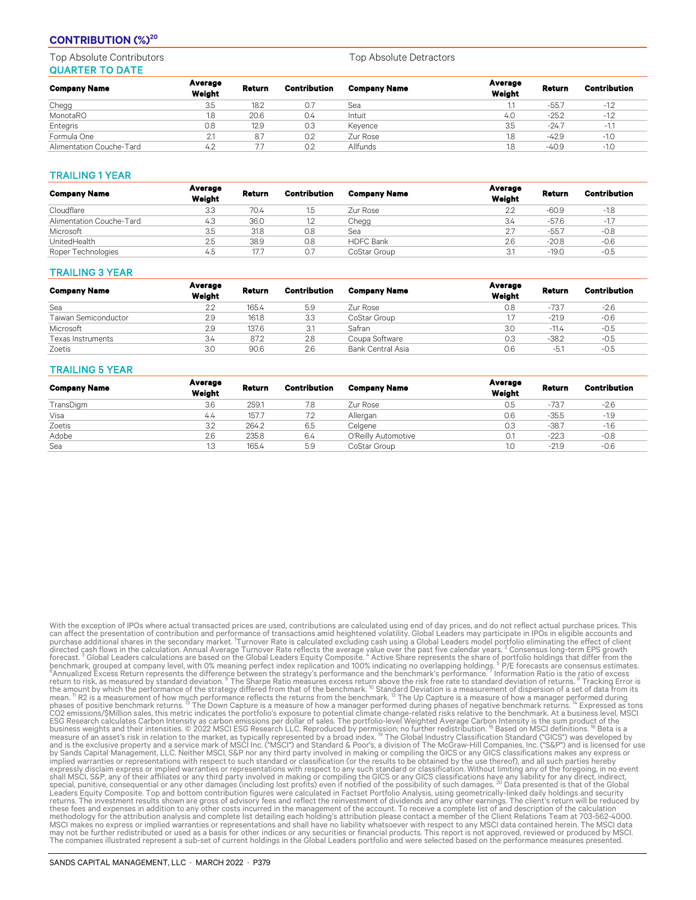## CONTRIBUTION (%)[20]

Top Absolute Contributors | Top Absolute Detractors

### QUARTER TO DATE

| Company Name | Average Weight | Return | Contribution | Company Name | Average Weight | Return | Contribution |
|---|---|---|---|---|---|---|---|
| Chegg | 3.5 | 18.2 | 0.7 | Sea | 1.1 | -55.7 | -1.2 |
| MonotaRO | 1.8 | 20.6 | 0.4 | Intuit | 4.0 | -25.2 | -1.2 |
| Entegris | 0.8 | 12.9 | 0.3 | Keyence | 3.5 | -24.7 | -1.1 |
| Formula One | 2.1 | 8.7 | 0.2 | Zur Rose | 1.8 | -42.9 | -1.0 |
| Alimentation Couche-Tard | 4.2 | 7.7 | 0.2 | Allfunds | 1.8 | -40.9 | -1.0 |

### TRAILING 1 YEAR

| Company Name | Average Weight | Return | Contribution | Company Name | Average Weight | Return | Contribution |
|---|---|---|---|---|---|---|---|
| Cloudflare | 3.3 | 70.4 | 1.5 | Zur Rose | 2.2 | -60.9 | -1.8 |
| Alimentation Couche-Tard | 4.3 | 36.0 | 1.2 | Chegg | 3.4 | -57.6 | -1.7 |
| Microsoft | 3.5 | 31.8 | 0.8 | Sea | 2.7 | -55.7 | -0.8 |
| UnitedHealth | 2.5 | 38.9 | 0.8 | HDFC Bank | 2.6 | -20.8 | -0.6 |
| Roper Technologies | 4.5 | 17.7 | 0.7 | CoStar Group | 3.1 | -19.0 | -0.5 |

### TRAILING 3 YEAR

| Company Name | Average Weight | Return | Contribution | Company Name | Average Weight | Return | Contribution |
|---|---|---|---|---|---|---|---|
| Sea | 2.2 | 165.4 | 5.9 | Zur Rose | 0.8 | -73.7 | -2.6 |
| Taiwan Semiconductor | 2.9 | 161.8 | 3.3 | CoStar Group | 1.7 | -21.9 | -0.6 |
| Microsoft | 2.9 | 137.6 | 3.1 | Safran | 3.0 | -11.4 | -0.5 |
| Texas Instruments | 3.4 | 87.2 | 2.8 | Coupa Software | 0.3 | -38.2 | -0.5 |
| Zoetis | 3.0 | 90.6 | 2.6 | Bank Central Asia | 0.6 | -5.1 | -0.5 |

### TRAILING 5 YEAR

| Company Name | Average Weight | Return | Contribution | Company Name | Average Weight | Return | Contribution |
|---|---|---|---|---|---|---|---|
| TransDigm | 3.6 | 259.1 | 7.8 | Zur Rose | 0.5 | -73.7 | -2.6 |
| Visa | 4.4 | 157.7 | 7.2 | Allergan | 0.6 | -35.5 | -1.9 |
| Zoetis | 3.2 | 264.2 | 6.5 | Celgene | 0.3 | -38.7 | -1.6 |
| Adobe | 2.6 | 235.8 | 6.4 | O'Reilly Automotive | 0.1 | -22.3 | -0.8 |
| Sea | 1.3 | 165.4 | 5.9 | CoStar Group | 1.0 | -21.9 | -0.6 |

With the exception of IPOs where actual transacted prices are used, contributions are calculated using end of day prices, and do not reflect actual purchase prices. This can affect the presentation of contribution and performance of transactions amid heightened volatility. Global Leaders may participate in IPOs in eligible accounts and purchase additional shares in the secondary market. [1]Turnover Rate is calculated excluding cash using a Global Leaders model portfolio eliminating the effect of client directed cash flows in the calculation. Annual Average Turnover Rate reflects the average value over the past five calendar years. [2] Consensus long-term EPS growth forecast. [3] Global Leaders calculations are based on the Global Leaders Equity Composite. [4] Active Share represents the share of portfolio holdings that differ from the benchmark, grouped at company level, with 0% meaning perfect index replication and 100% indicating no overlapping holdings. [5] P/E forecasts are consensus estimates. [6]Annualized Excess Return represents the difference between the strategy's performance and the benchmark's performance. [7] Information Ratio is the ratio of excess return to risk, as measured by standard deviation. [8] The Sharpe Ratio measures excess return above the risk free rate to standard deviation of returns. [9] Tracking Error is the amount by which the performance of the strategy differed from that of the benchmark. [10] Standard Deviation is a measurement of dispersion of a set of data from its mean. [11] R2 is a measurement of how much performance reflects the returns from the benchmark. [12] The Up Capture is a measure of how a manager performed during phases of positive benchmark returns. [13] The Down Capture is a measure of how a manager performed during phases of negative benchmark returns. [14] Expressed as tons CO2 emissions/$Million sales, this metric indicates the portfolio's exposure to potential climate change-related risks relative to the benchmark. At a business level, MSCI ESG Research calculates Carbon Intensity as carbon emissions per dollar of sales. The portfolio-level Weighted Average Carbon Intensity is the sum product of the business weights and their intensities. © 2022 MSCI ESG Research LLC. Reproduced by permission; no further redistribution. [15] Based on MSCI definitions. [16] Beta is a measure of an asset's risk in relation to the market, as typically represented by a broad index. [19] The Global Industry Classification Standard ("GICS") was developed by and is the exclusive property and a service mark of MSCI Inc. ("MSCI") and Standard & Poor's, a division of The McGraw-Hill Companies, Inc. ("S&P") and is licensed for use by Sands Capital Management, LLC. Neither MSCI, S&P nor any third party involved in making or compiling the GICS or any GICS classifications makes any express or implied warranties or representations with respect to such standard or classification (or the results to be obtained by the use thereof), and all such parties hereby expressly disclaim express or implied warranties or representations with respect to any such standard or classification. Without limiting any of the foregoing, in no event shall MSCI, S&P, any of their affiliates or any third party involved in making or compiling the GICS or any GICS classifications have any liability for any direct, indirect, special, punitive, consequential or any other damages (including lost profits) even if notified of the possibility of such damages. [20] Data presented is that of the Global Leaders Equity Composite. Top and bottom contribution figures were calculated in Factset Portfolio Analysis, using geometrically-linked daily holdings and security returns. The investment results shown are gross of advisory fees and reflect the reinvestment of dividends and any other earnings. The client's return will be reduced by these fees and expenses in addition to any other costs incurred in the management of the account. To receive a complete list of and description of the calculation methodology for the attribution analysis and complete list detailing each holding's attribution please contact a member of the Client Relations Team at 703-562-4000. MSCI makes no express or implied warranties or representations and shall have no liability whatsoever with respect to any MSCI data contained herein. The MSCI data may not be further redistributed or used as a basis for other indices or any securities or financial products. This report is not approved, reviewed or produced by MSCI. The companies illustrated represent a sub-set of current holdings in the Global Leaders portfolio and were selected based on the performance measures presented.

SANDS CAPITAL MANAGEMENT, LLC · MARCH 2022 · P379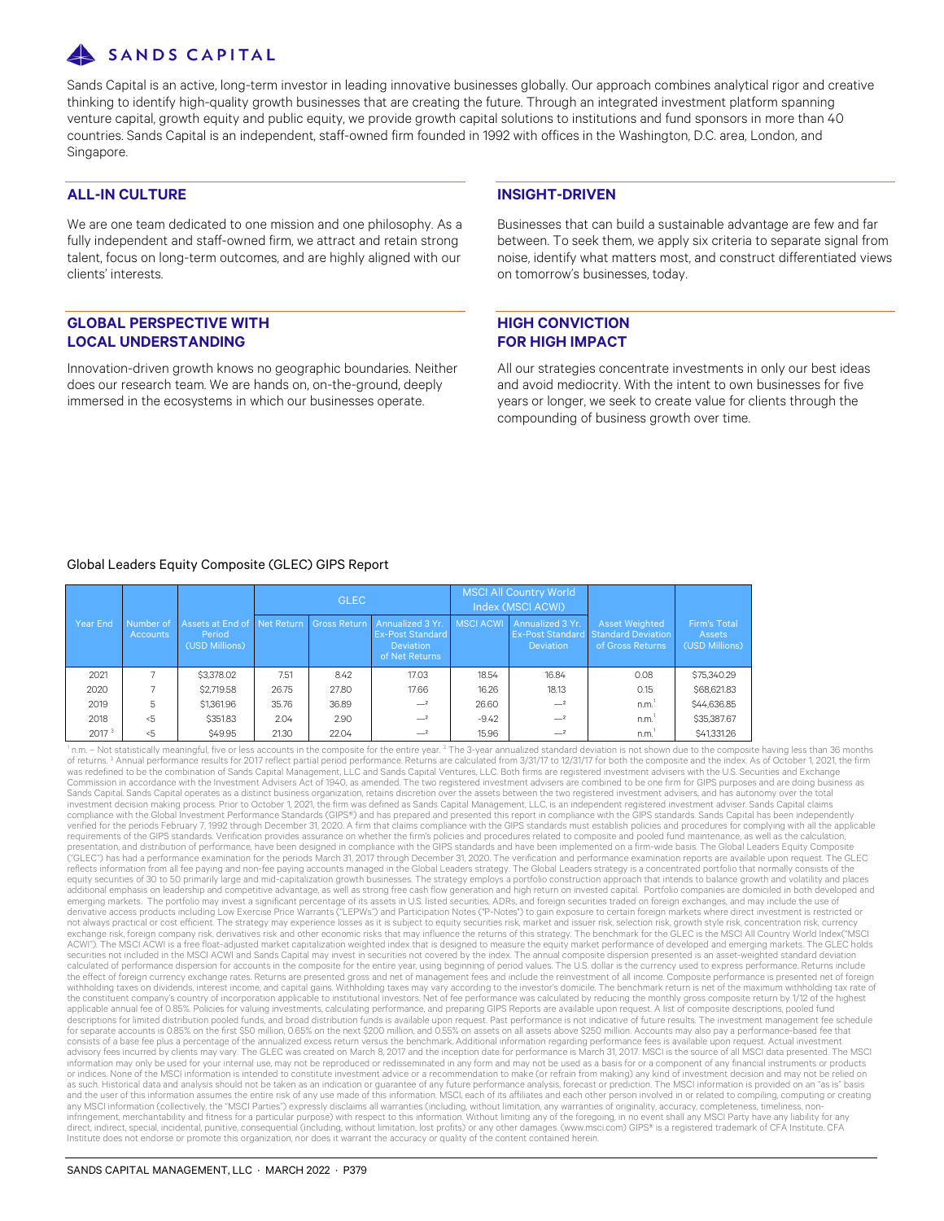# SANDS CAPITAL

Sands Capital is an active, long-term investor in leading innovative businesses globally. Our approach combines analytical rigor and creative thinking to identify high-quality growth businesses that are creating the future. Through an integrated investment platform spanning venture capital, growth equity and public equity, we provide growth capital solutions to institutions and fund sponsors in more than 40 countries. Sands Capital is an independent, staff-owned firm founded in 1992 with offices in the Washington, D.C. area, London, and Singapore.

## ALL-IN CULTURE

We are one team dedicated to one mission and one philosophy. As a fully independent and staff-owned firm, we attract and retain strong talent, focus on long-term outcomes, and are highly aligned with our clients' interests.

## INSIGHT-DRIVEN

Businesses that can build a sustainable advantage are few and far between. To seek them, we apply six criteria to separate signal from noise, identify what matters most, and construct differentiated views on tomorrow's businesses, today.

## GLOBAL PERSPECTIVE WITH LOCAL UNDERSTANDING

Innovation-driven growth knows no geographic boundaries. Neither does our research team. We are hands on, on-the-ground, deeply immersed in the ecosystems in which our businesses operate.

## HIGH CONVICTION FOR HIGH IMPACT

All our strategies concentrate investments in only our best ideas and avoid mediocrity. With the intent to own businesses for five years or longer, we seek to create value for clients through the compounding of business growth over time.

### Global Leaders Equity Composite (GLEC) GIPS Report

| Year End | Number of Accounts | Assets at End of Period (USD Millions) | GLEC | | | MSCI All Country World Index (MSCI ACWI) | | Asset Weighted Standard Deviation of Gross Returns | Firm's Total Assets (USD Millions) |
|---|---|---|---|---|---|---|---|---|---|
| | | | Net Return | Gross Return | Annualized 3 Yr. Ex-Post Standard Deviation of Net Returns | MSCI ACWI | Annualized 3 Yr. Ex-Post Standard Deviation | | |
| 2021 | 7 | $3,378.02 | 7.51 | 8.42 | 17.03 | 18.54 | 16.84 | 0.08 | $75,340.29 |
| 2020 | 7 | $2,719.58 | 26.75 | 27.80 | 17.66 | 16.26 | 18.13 | 0.15 | $68,621.83 |
| 2019 | 5 | $1,361.96 | 35.76 | 36.89 | —[2] | 26.60 | —[2] | n.m.[1] | $44,636.85 |
| 2018 | <5 | $351.83 | 2.04 | 2.90 | —[2] | -9.42 | —[2] | n.m.[1] | $35,387.67 |
| 2017[3] | <5 | $49.95 | 21.30 | 22.04 | —[2] | 15.96 | —[2] | n.m.[1] | $41,331.26 |

[1] n.m. – Not statistically meaningful, five or less accounts in the composite for the entire year. [2] The 3-year annualized standard deviation is not shown due to the composite having less than 36 months of returns. [3] Annual performance results for 2017 reflect partial period performance. Returns are calculated from 3/31/17 to 12/31/17 for both the composite and the index. As of October 1, 2021, the firm was redefined to be the combination of Sands Capital Management, LLC and Sands Capital Ventures, LLC. Both firms are registered investment advisers with the U.S. Securities and Exchange Commission in accordance with the Investment Advisers Act of 1940, as amended. The two registered investment advisers are combined to be one firm for GIPS purposes and are doing business as Sands Capital. Sands Capital operates as a distinct business organization, retains discretion over the assets between the two registered investment advisers, and has autonomy over the total investment decision making process. Prior to October 1, 2021, the firm was defined as Sands Capital Management, LLC, is an independent registered investment adviser. Sands Capital claims compliance with the Global Investment Performance Standards (GIPS®) and has prepared and presented this report in compliance with the GIPS standards. Sands Capital has been independently verified for the periods February 7, 1992 through December 31, 2020. A firm that claims compliance with the GIPS standards must establish policies and procedures for complying with all the applicable requirements of the GIPS standards. Verification provides assurance on whether the firm's policies and procedures related to composite and pooled fund maintenance, as well as the calculation, presentation, and distribution of performance, have been designed in compliance with the GIPS standards and have been implemented on a firm-wide basis. The Global Leaders Equity Composite ("GLEC") has had a performance examination for the periods March 31, 2017 through December 31, 2020. The verification and performance examination reports are available upon request. The GLEC reflects information from all fee paying and non-fee paying accounts managed in the Global Leaders strategy. The Global Leaders strategy is a concentrated portfolio that normally consists of the equity securities of 30 to 50 primarily large and mid-capitalization growth businesses. The strategy employs a portfolio construction approach that intends to balance growth and volatility and places additional emphasis on leadership and competitive advantage, as well as strong free cash flow generation and high return on invested capital. Portfolio companies are domiciled in both developed and emerging markets. The portfolio may invest a significant percentage of its assets in U.S. listed securities, ADRs, and foreign securities traded on foreign exchanges, and may include the use of derivative access products including Low Exercise Price Warrants ("LEPWs") and Participation Notes ("P-Notes") to gain exposure to certain foreign markets where direct investment is restricted or not always practical or cost efficient. The strategy may experience losses as it is subject to equity securities risk, market and issuer risk, selection risk, growth style risk, concentration risk, currency exchange risk, foreign company risk, derivatives risk and other economic risks that may influence the returns of this strategy. The benchmark for the GLEC is the MSCI All Country World Index("MSCI ACWI"). The MSCI ACWI is a free float-adjusted market capitalization weighted index that is designed to measure the equity market performance of developed and emerging markets. The GLEC holds securities not included in the MSCI ACWI and Sands Capital may invest in securities not covered by the index. The annual composite dispersion presented is an asset-weighted standard deviation calculated of performance dispersion for accounts in the composite for the entire year, using beginning of period values. The U.S. dollar is the currency used to express performance. Returns include the effect of foreign currency exchange rates. Returns are presented gross and net of management fees and include the reinvestment of all income. Composite performance is presented net of foreign withholding taxes on dividends, interest income, and capital gains. Withholding taxes may vary according to the investor's domicile. The benchmark return is net of the maximum withholding tax rate of the constituent company's country of incorporation applicable to institutional investors. Net of fee performance was calculated by reducing the monthly gross composite return by 1/12 of the highest applicable annual fee of 0.85%. Policies for valuing investments, calculating performance, and preparing GIPS Reports are available upon request. A list of composite descriptions, pooled fund descriptions for limited distribution pooled funds, and broad distribution funds is available upon request. Past performance is not indicative of future results. The investment management fee schedule for separate accounts is 0.85% on the first $50 million, 0.65% on the next $200 million, and 0.55% on assets on all assets above $250 million. Accounts may also pay a performance-based fee that consists of a base fee plus a percentage of the annualized excess return versus the benchmark. Additional information regarding performance fees is available upon request. Actual investment advisory fees incurred by clients may vary. The GLEC was created on March 8, 2017 and the inception date for performance is March 31, 2017. MSCI is the source of all MSCI data presented. The MSCI information may only be used for your internal use, may not be reproduced or redisseminated in any form and may not be used as a basis for or a component of any financial instruments or products or indices. None of the MSCI information is intended to constitute investment advice or a recommendation to make (or refrain from making) any kind of investment decision and may not be relied on as such. Historical data and analysis should not be taken as an indication or guarantee of any future performance analysis, forecast or prediction. The MSCI information is provided on an "as is" basis and the user of this information assumes the entire risk of any use made of this information. MSCI, each of its affiliates and each other person involved in or related to compiling, computing or creating any MSCI information (collectively, the "MSCI Parties") expressly disclaims all warranties (including, without limitation, any warranties of originality, accuracy, completeness, timeliness, non-infringement, merchantability and fitness for a particular purpose) with respect to this information. Without limiting any of the foregoing, in no event shall any MSCI Party have any liability for any direct, indirect, special, incidental, punitive, consequential (including, without limitation, lost profits) or any other damages. (www.msci.com) GIPS® is a registered trademark of CFA Institute. CFA Institute does not endorse or promote this organization, nor does it warrant the accuracy or quality of the content contained herein.

SANDS CAPITAL MANAGEMENT, LLC · MARCH 2022 · P379